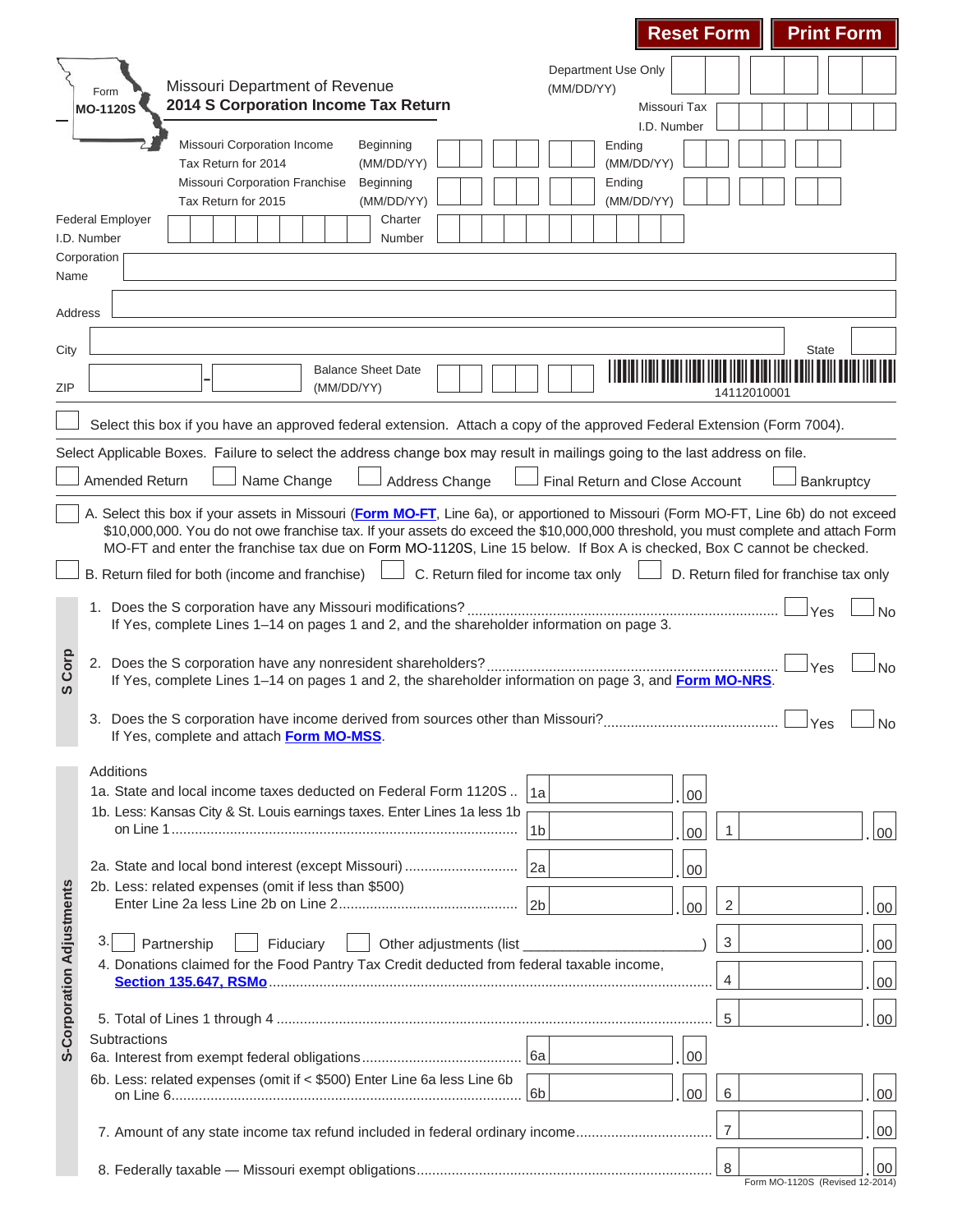Reset Form | Print Form

Form **MO-1120S**

Missouri Department of Revenue
**2014 S Corporation Income Tax Return**

Department Use Only (MM/DD/YY)

Missouri Tax I.D. Number

Missouri Corporation Income Tax Return for 2014 — Beginning (MM/DD/YY) ____ Ending (MM/DD/YY) ____

Missouri Corporation Franchise Tax Return for 2015 — Beginning (MM/DD/YY) ____ Ending (MM/DD/YY) ____

Federal Employer I.D. Number ____ Charter Number ____

Corporation Name ____

Address ____

City ____ State ____

ZIP ____ - ____ Balance Sheet Date (MM/DD/YY) ____

14112010001

☐ Select this box if you have an approved federal extension. Attach a copy of the approved Federal Extension (Form 7004).

Select Applicable Boxes. Failure to select the address change box may result in mailings going to the last address on file.

☐ Amended Return ☐ Name Change ☐ Address Change ☐ Final Return and Close Account ☐ Bankruptcy

☐ A. Select this box if your assets in Missouri (**Form MO-FT**, Line 6a), or apportioned to Missouri (Form MO-FT, Line 6b) do not exceed $10,000,000. You do not owe franchise tax. If your assets do exceed the $10,000,000 threshold, you must complete and attach Form MO-FT and enter the franchise tax due on Form MO-1120S, Line 15 below. If Box A is checked, Box C cannot be checked.

☐ B. Return filed for both (income and franchise) ☐ C. Return filed for income tax only ☐ D. Return filed for franchise tax only

## S Corp

1. Does the S corporation have any Missouri modifications? ☐ Yes ☐ No
   If Yes, complete Lines 1–14 on pages 1 and 2, and the shareholder information on page 3.
2. Does the S corporation have any nonresident shareholders? ☐ Yes ☐ No
   If Yes, complete Lines 1–14 on pages 1 and 2, the shareholder information on page 3, and **Form MO-NRS**.
3. Does the S corporation have income derived from sources other than Missouri? ☐ Yes ☐ No
   If Yes, complete and attach **Form MO-MSS**.

## S-Corporation Adjustments

**Additions**

| Line | Description | Sub-line | Amount | Line | Amount |
|---|---|---|---|---|---|
| 1a | State and local income taxes deducted on Federal Form 1120S | 1a | .00 | | |
| 1b | Less: Kansas City & St. Louis earnings taxes. Enter Lines 1a less 1b on Line 1 | 1b | .00 | 1 | .00 |
| 2a | State and local bond interest (except Missouri) | 2a | .00 | | |
| 2b | Less: related expenses (omit if less than $500) Enter Line 2a less Line 2b on Line 2 | 2b | .00 | 2 | .00 |
| 3 | ☐ Partnership ☐ Fiduciary ☐ Other adjustments (list ____) | | | 3 | .00 |
| 4 | Donations claimed for the Food Pantry Tax Credit deducted from federal taxable income, **Section 135.647, RSMo** | | | 4 | .00 |
| 5 | Total of Lines 1 through 4 | | | 5 | .00 |

**Subtractions**

| Line | Description | Sub-line | Amount | Line | Amount |
|---|---|---|---|---|---|
| 6a | Interest from exempt federal obligations | 6a | .00 | | |
| 6b | Less: related expenses (omit if < $500) Enter Line 6a less Line 6b on Line 6 | 6b | .00 | 6 | .00 |
| 7 | Amount of any state income tax refund included in federal ordinary income | | | 7 | .00 |
| 8 | Federally taxable — Missouri exempt obligations | | | 8 | .00 |

Form MO-1120S (Revised 12-2014)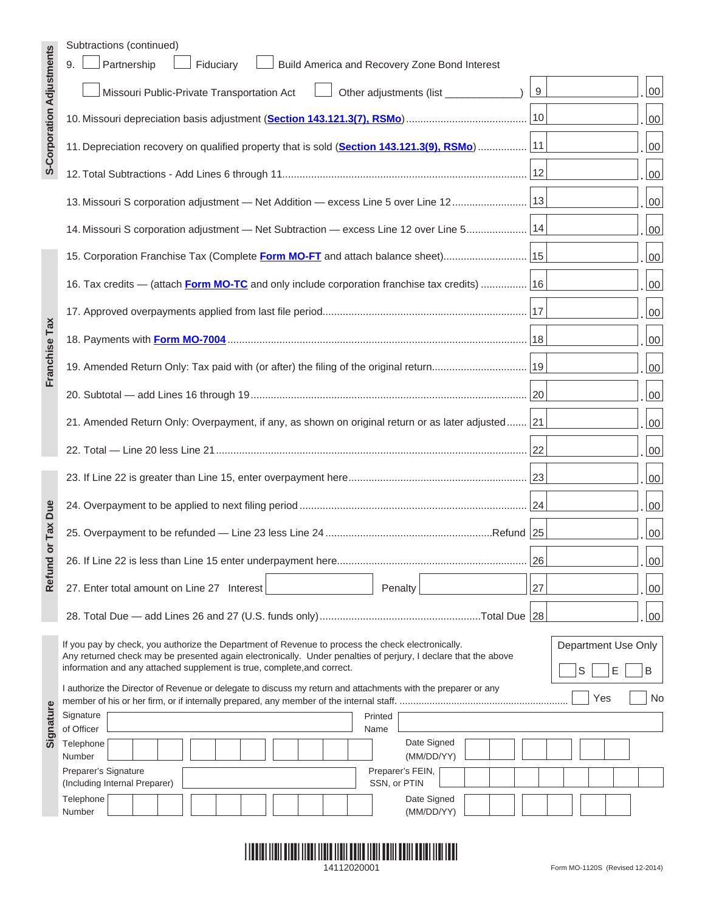## S-Corporation Adjustments

Subtractions (continued)

9. ☐ Partnership ☐ Fiduciary ☐ Build America and Recovery Zone Bond Interest

☐ Missouri Public-Private Transportation Act ☐ Other adjustments (list ____________)

| Line | Description | Line No. | Amount |
|---|---|---|---|
| 9 | Partnership / Fiduciary / Build America and Recovery Zone Bond Interest / Missouri Public-Private Transportation Act / Other adjustments | 9 | .00 |
| 10 | Missouri depreciation basis adjustment (Section 143.121.3(7), RSMo) | 10 | .00 |
| 11 | Depreciation recovery on qualified property that is sold (Section 143.121.3(9), RSMo) | 11 | .00 |
| 12 | Total Subtractions - Add Lines 6 through 11 | 12 | .00 |
| 13 | Missouri S corporation adjustment — Net Addition — excess Line 5 over Line 12 | 13 | .00 |
| 14 | Missouri S corporation adjustment — Net Subtraction — excess Line 12 over Line 5 | 14 | .00 |

## Franchise Tax

| Line | Description | Line No. | Amount |
|---|---|---|---|
| 15 | Corporation Franchise Tax (Complete Form MO-FT and attach balance sheet) | 15 | .00 |
| 16 | Tax credits — (attach Form MO-TC and only include corporation franchise tax credits) | 16 | .00 |
| 17 | Approved overpayments applied from last file period | 17 | .00 |
| 18 | Payments with Form MO-7004 | 18 | .00 |
| 19 | Amended Return Only: Tax paid with (or after) the filing of the original return | 19 | .00 |
| 20 | Subtotal — add Lines 16 through 19 | 20 | .00 |
| 21 | Amended Return Only: Overpayment, if any, as shown on original return or as later adjusted | 21 | .00 |
| 22 | Total — Line 20 less Line 21 | 22 | .00 |

## Refund or Tax Due

| Line | Description | Line No. | Amount |
|---|---|---|---|
| 23 | If Line 22 is greater than Line 15, enter overpayment here | 23 | .00 |
| 24 | Overpayment to be applied to next filing period | 24 | .00 |
| 25 | Overpayment to be refunded — Line 23 less Line 24 ... Refund | 25 | .00 |
| 26 | If Line 22 is less than Line 15 enter underpayment here | 26 | .00 |
| 27 | Enter total amount on Line 27 Interest ________ Penalty ________ | 27 | .00 |
| 28 | Total Due — add Lines 26 and 27 (U.S. funds only) ... Total Due | 28 | .00 |

## Signature

If you pay by check, you authorize the Department of Revenue to process the check electronically. Any returned check may be presented again electronically. Under penalties of perjury, I declare that the above information and any attached supplement is true, complete, and correct.

Department Use Only ☐ S ☐ E ☐ B

I authorize the Director of Revenue or delegate to discuss my return and attachments with the preparer or any member of his or her firm, or if internally prepared, any member of the internal staff. ☐ Yes ☐ No

Signature of Officer ____________ Printed Name ____________

Telephone Number ____________ Date Signed (MM/DD/YY) ____________

Preparer's Signature (Including Internal Preparer) ____________ Preparer's FEIN, SSN, or PTIN ____________

Telephone Number ____________ Date Signed (MM/DD/YY) ____________

14112020001

Form MO-1120S (Revised 12-2014)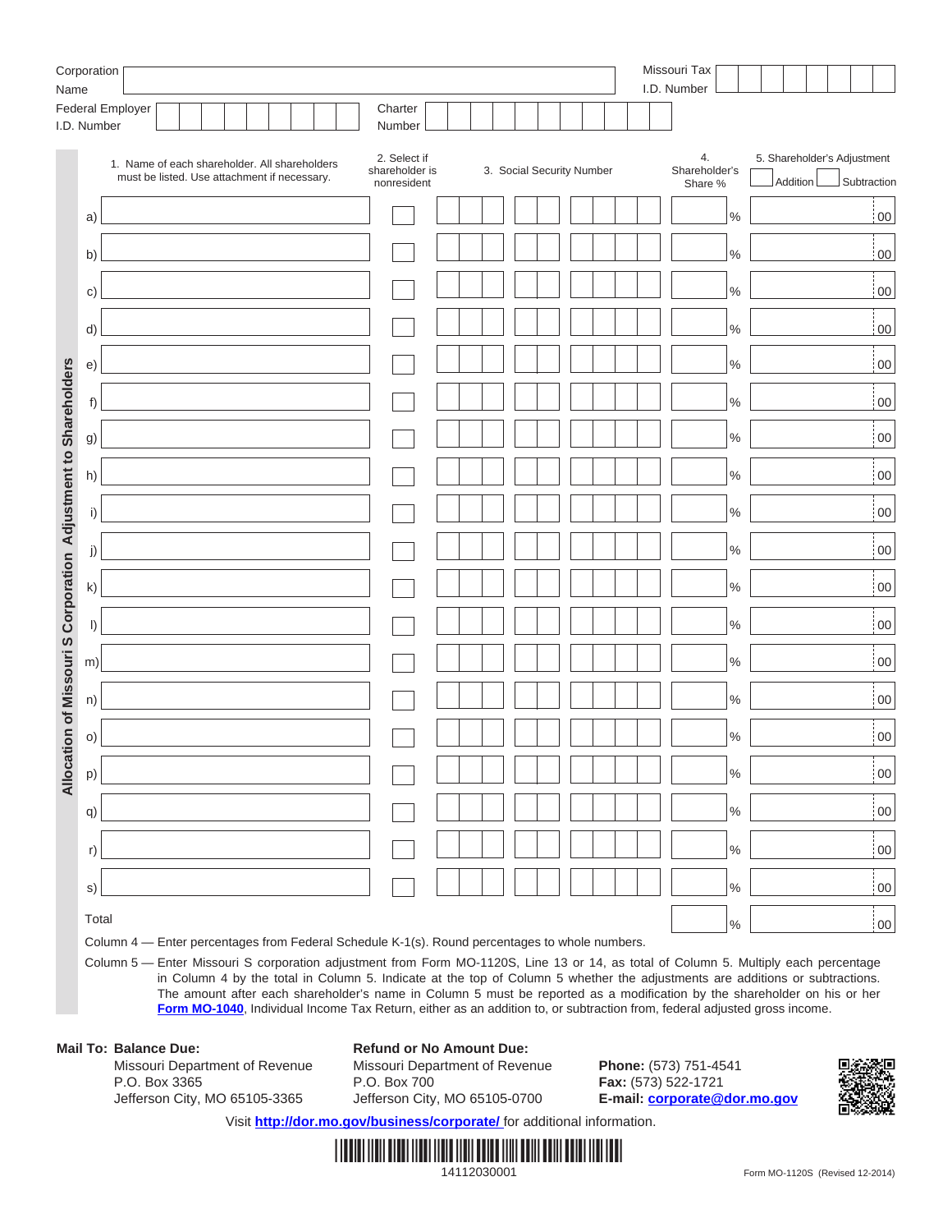Corporation Name

Missouri Tax I.D. Number

Federal Employer I.D. Number

Charter Number

## Allocation of Missouri S Corporation Adjustment to Shareholders

| | 1. Name of each shareholder. All shareholders must be listed. Use attachment if necessary. | 2. Select if shareholder is nonresident | 3. Social Security Number | 4. Shareholder's Share % | 5. Shareholder's Adjustment ☐ Addition ☐ Subtraction |
|---|---|---|---|---|---|
| a) | | ☐ | | % | 00 |
| b) | | ☐ | | % | 00 |
| c) | | ☐ | | % | 00 |
| d) | | ☐ | | % | 00 |
| e) | | ☐ | | % | 00 |
| f) | | ☐ | | % | 00 |
| g) | | ☐ | | % | 00 |
| h) | | ☐ | | % | 00 |
| i) | | ☐ | | % | 00 |
| j) | | ☐ | | % | 00 |
| k) | | ☐ | | % | 00 |
| l) | | ☐ | | % | 00 |
| m) | | ☐ | | % | 00 |
| n) | | ☐ | | % | 00 |
| o) | | ☐ | | % | 00 |
| p) | | ☐ | | % | 00 |
| q) | | ☐ | | % | 00 |
| r) | | ☐ | | % | 00 |
| s) | | ☐ | | % | 00 |
| Total | | | | % | 00 |

Column 4 — Enter percentages from Federal Schedule K-1(s). Round percentages to whole numbers.

Column 5 — Enter Missouri S corporation adjustment from Form MO-1120S, Line 13 or 14, as total of Column 5. Multiply each percentage in Column 4 by the total in Column 5. Indicate at the top of Column 5 whether the adjustments are additions or subtractions. The amount after each shareholder's name in Column 5 must be reported as a modification by the shareholder on his or her **Form MO-1040**, Individual Income Tax Return, either as an addition to, or subtraction from, federal adjusted gross income.

**Mail To: Balance Due:**
Missouri Department of Revenue
P.O. Box 3365
Jefferson City, MO 65105-3365

**Refund or No Amount Due:**
Missouri Department of Revenue
P.O. Box 700
Jefferson City, MO 65105-0700

**Phone:** (573) 751-4541
**Fax:** (573) 522-1721
**E-mail:** corporate@dor.mo.gov

Visit **http://dor.mo.gov/business/corporate/** for additional information.

14112030001

Form MO-1120S (Revised 12-2014)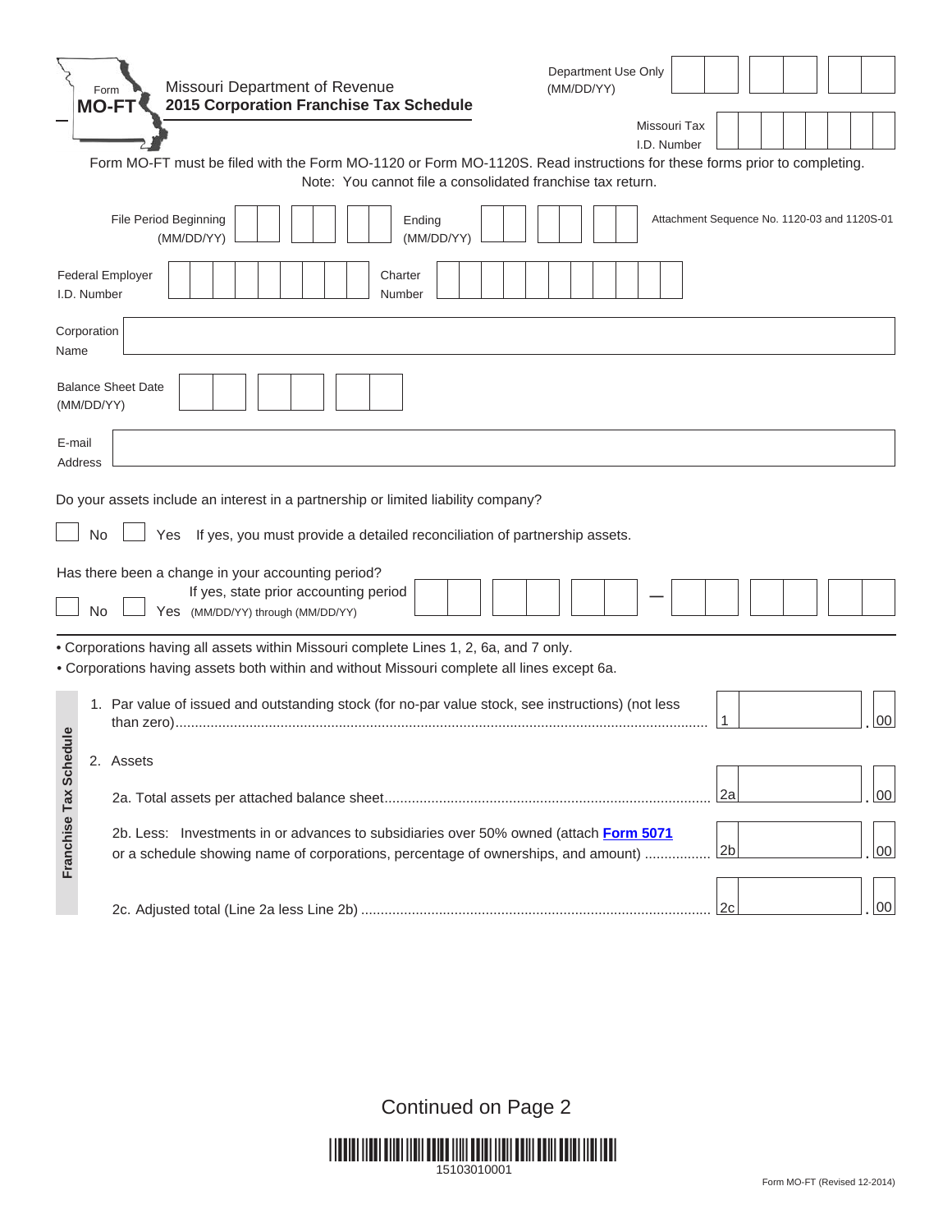Form **MO-FT**

Missouri Department of Revenue
**2015 Corporation Franchise Tax Schedule**

Department Use Only (MM/DD/YY)

Missouri Tax I.D. Number

Form MO-FT must be filed with the Form MO-1120 or Form MO-1120S. Read instructions for these forms prior to completing.
Note: You cannot file a consolidated franchise tax return.

File Period Beginning (MM/DD/YY) | Ending (MM/DD/YY)

Attachment Sequence No. 1120-03 and 1120S-01

Federal Employer I.D. Number | Charter Number

Corporation Name

Balance Sheet Date (MM/DD/YY)

E-mail Address

Do your assets include an interest in a partnership or limited liability company?

☐ No ☐ Yes If yes, you must provide a detailed reconciliation of partnership assets.

Has there been a change in your accounting period?

☐ No ☐ Yes If yes, state prior accounting period (MM/DD/YY) through (MM/DD/YY) —

- Corporations having all assets within Missouri complete Lines 1, 2, 6a, and 7 only.
- Corporations having assets both within and without Missouri complete all lines except 6a.

## Franchise Tax Schedule

| | Line | Amount |
|---|---|---|
| 1. Par value of issued and outstanding stock (for no-par value stock, see instructions) (not less than zero) | 1 | .00 |
| 2. Assets | | |
| 2a. Total assets per attached balance sheet | 2a | .00 |
| 2b. Less: Investments in or advances to subsidiaries over 50% owned (attach Form 5071 or a schedule showing name of corporations, percentage of ownerships, and amount) | 2b | .00 |
| 2c. Adjusted total (Line 2a less Line 2b) | 2c | .00 |

Continued on Page 2

15103010001

Form MO-FT (Revised 12-2014)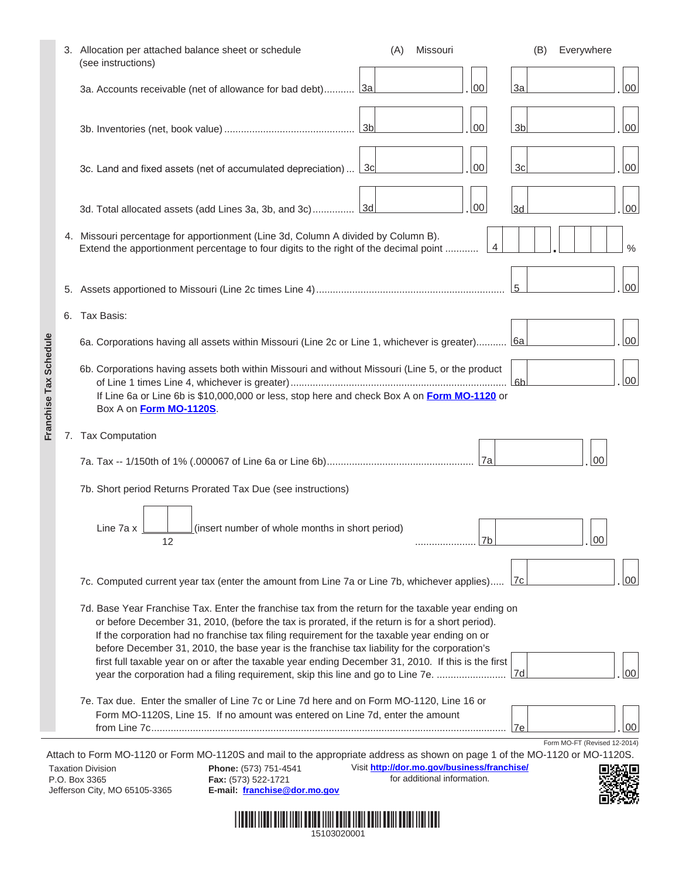**Franchise Tax Schedule**

3. Allocation per attached balance sheet or schedule (see instructions)

| | (A) Missouri | (B) Everywhere |
|---|---|---|
| 3a. Accounts receivable (net of allowance for bad debt) | 3a .00 | 3a .00 |
| 3b. Inventories (net, book value) | 3b .00 | 3b .00 |
| 3c. Land and fixed assets (net of accumulated depreciation) | 3c .00 | 3c .00 |
| 3d. Total allocated assets (add Lines 3a, 3b, and 3c) | 3d .00 | 3d .00 |

4. Missouri percentage for apportionment (Line 3d, Column A divided by Column B). Extend the apportionment percentage to four digits to the right of the decimal point ............ 4 ____ . ____ %

5. Assets apportioned to Missouri (Line 2c times Line 4) ............ 5 ____ .00

6. Tax Basis:

6a. Corporations having all assets within Missouri (Line 2c or Line 1, whichever is greater)........... 6a ____ .00

6b. Corporations having assets both within Missouri and without Missouri (Line 5, or the product of Line 1 times Line 4, whichever is greater)............ 6b ____ .00

If Line 6a or Line 6b is $10,000,000 or less, stop here and check Box A on Form MO-1120 or Box A on Form MO-1120S.

7. Tax Computation

7a. Tax -- 1/150th of 1% (.000067 of Line 6a or Line 6b)............ 7a ____ .00

7b. Short period Returns Prorated Tax Due (see instructions)

Line 7a x ____ / 12 (insert number of whole months in short period) ............ 7b ____ .00

7c. Computed current year tax (enter the amount from Line 7a or Line 7b, whichever applies)..... 7c ____ .00

7d. Base Year Franchise Tax. Enter the franchise tax from the return for the taxable year ending on or before December 31, 2010, (before the tax is prorated, if the return is for a short period). If the corporation had no franchise tax filing requirement for the taxable year ending on or before December 31, 2010, the base year is the franchise tax liability for the corporation's first full taxable year on or after the taxable year ending December 31, 2010. If this is the first year the corporation had a filing requirement, skip this line and go to Line 7e. ............ 7d ____ .00

7e. Tax due. Enter the smaller of Line 7c or Line 7d here and on Form MO-1120, Line 16 or Form MO-1120S, Line 15. If no amount was entered on Line 7d, enter the amount from Line 7c............ 7e ____ .00

Form MO-FT (Revised 12-2014)

Attach to Form MO-1120 or Form MO-1120S and mail to the appropriate address as shown on page 1 of the MO-1120 or MO-1120S.

Taxation Division
P.O. Box 3365
Jefferson City, MO 65105-3365

**Phone:** (573) 751-4541
**Fax:** (573) 522-1721
**E-mail:** franchise@dor.mo.gov

Visit http://dor.mo.gov/business/franchise/ for additional information.

15103020001